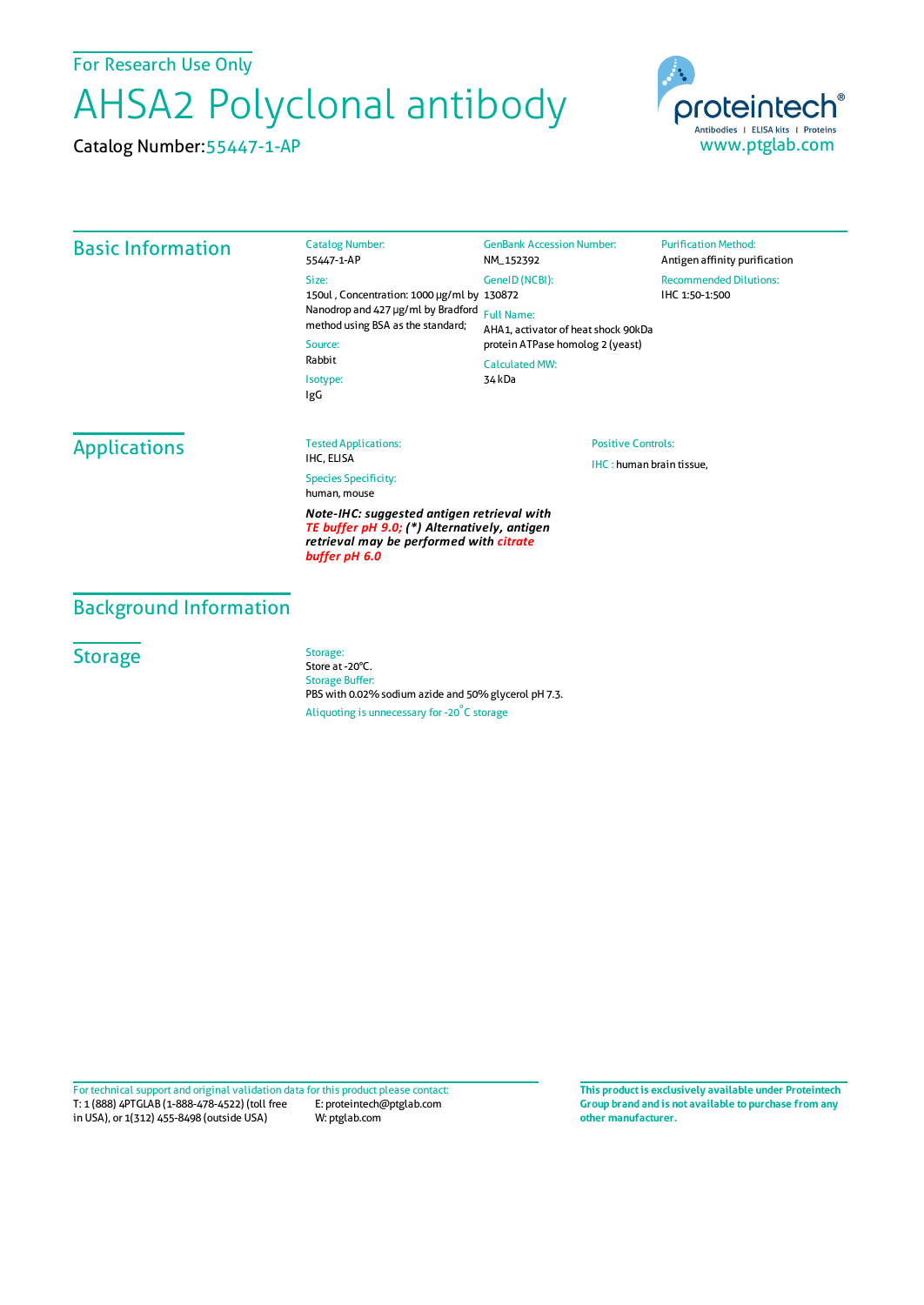For Research Use Only

# AHSA2 Polyclonal antibody

Catalog Number: 55447-1-AP

proteintech®
Antibodies | ELISA kits | Proteins
www.ptglab.com

## Basic Information

Catalog Number:
55447-1-AP

Size:
150ul , Concentration: 1000 μg/ml by Nanodrop and 427 μg/ml by Bradford method using BSA as the standard;

Source:
Rabbit

Isotype:
IgG

GenBank Accession Number:
NM_152392

GeneID (NCBI):
130872

Full Name:
AHA1, activator of heat shock 90kDa protein ATPase homolog 2 (yeast)

Calculated MW:
34 kDa

Purification Method:
Antigen affinity purification

Recommended Dilutions:
IHC 1:50-1:500

## Applications

Tested Applications:
IHC, ELISA

Species Specificity:
human, mouse

***Note-IHC: suggested antigen retrieval with TE buffer pH 9.0; (\*) Alternatively, antigen retrieval may be performed with citrate buffer pH 6.0***

Positive Controls:

IHC : human brain tissue,

## Background Information

## Storage

Storage:
Store at -20°C.

Storage Buffer:
PBS with 0.02% sodium azide and 50% glycerol pH 7.3.

Aliquoting is unnecessary for -20°C storage

For technical support and original validation data for this product please contact:
T: 1 (888) 4PTGLAB (1-888-478-4522) (toll free in USA), or 1(312) 455-8498 (outside USA)
E: proteintech@ptglab.com
W: ptglab.com

**This product is exclusively available under Proteintech Group brand and is not available to purchase from any other manufacturer.**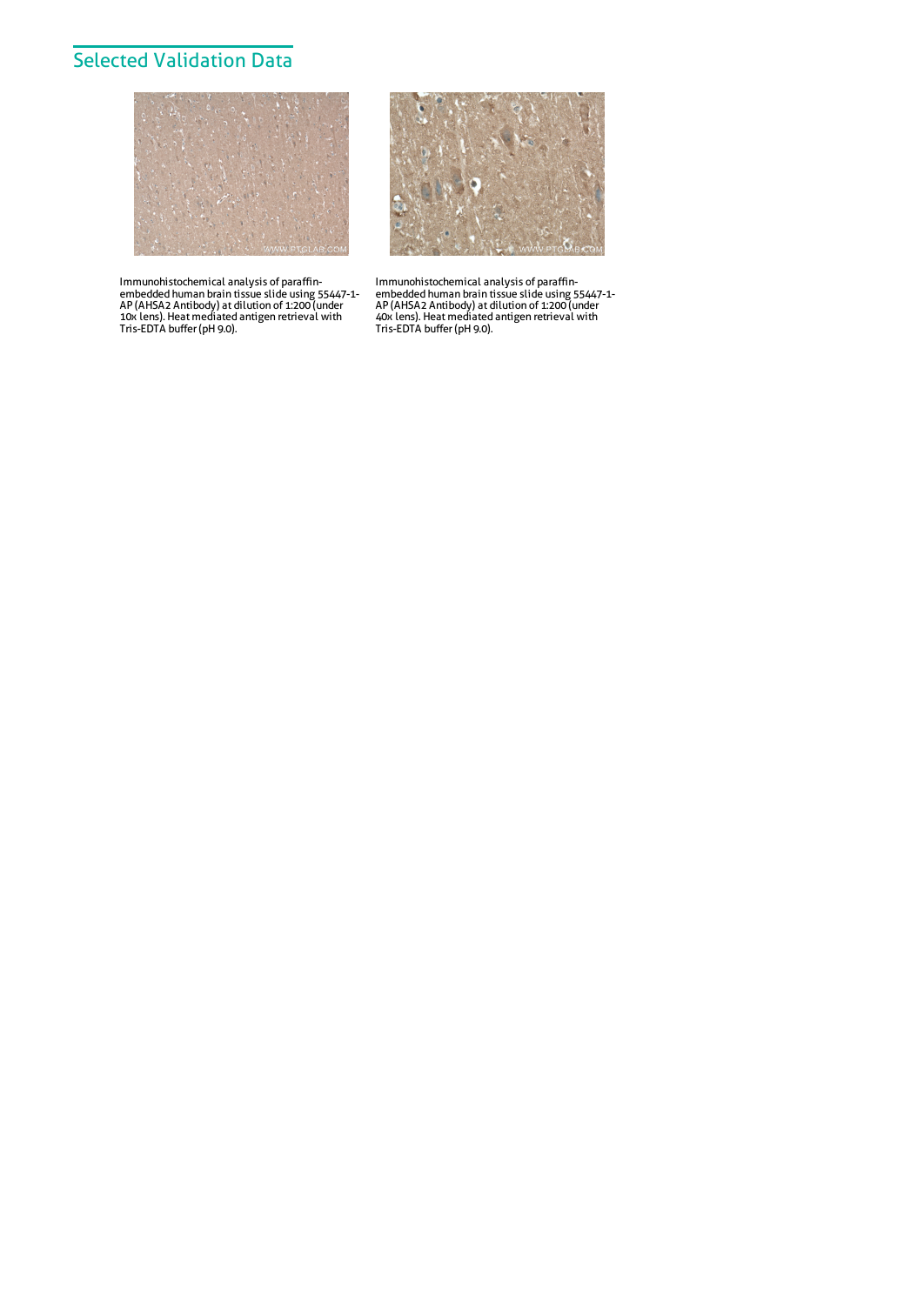## Selected Validation Data

Immunohistochemical analysis of paraffin-embedded human brain tissue slide using 55447-1-AP (AHSA2 Antibody) at dilution of 1:200 (under 10x lens). Heat mediated antigen retrieval with Tris-EDTA buffer (pH 9.0).

Immunohistochemical analysis of paraffin-embedded human brain tissue slide using 55447-1-AP (AHSA2 Antibody) at dilution of 1:200 (under 40x lens). Heat mediated antigen retrieval with Tris-EDTA buffer (pH 9.0).